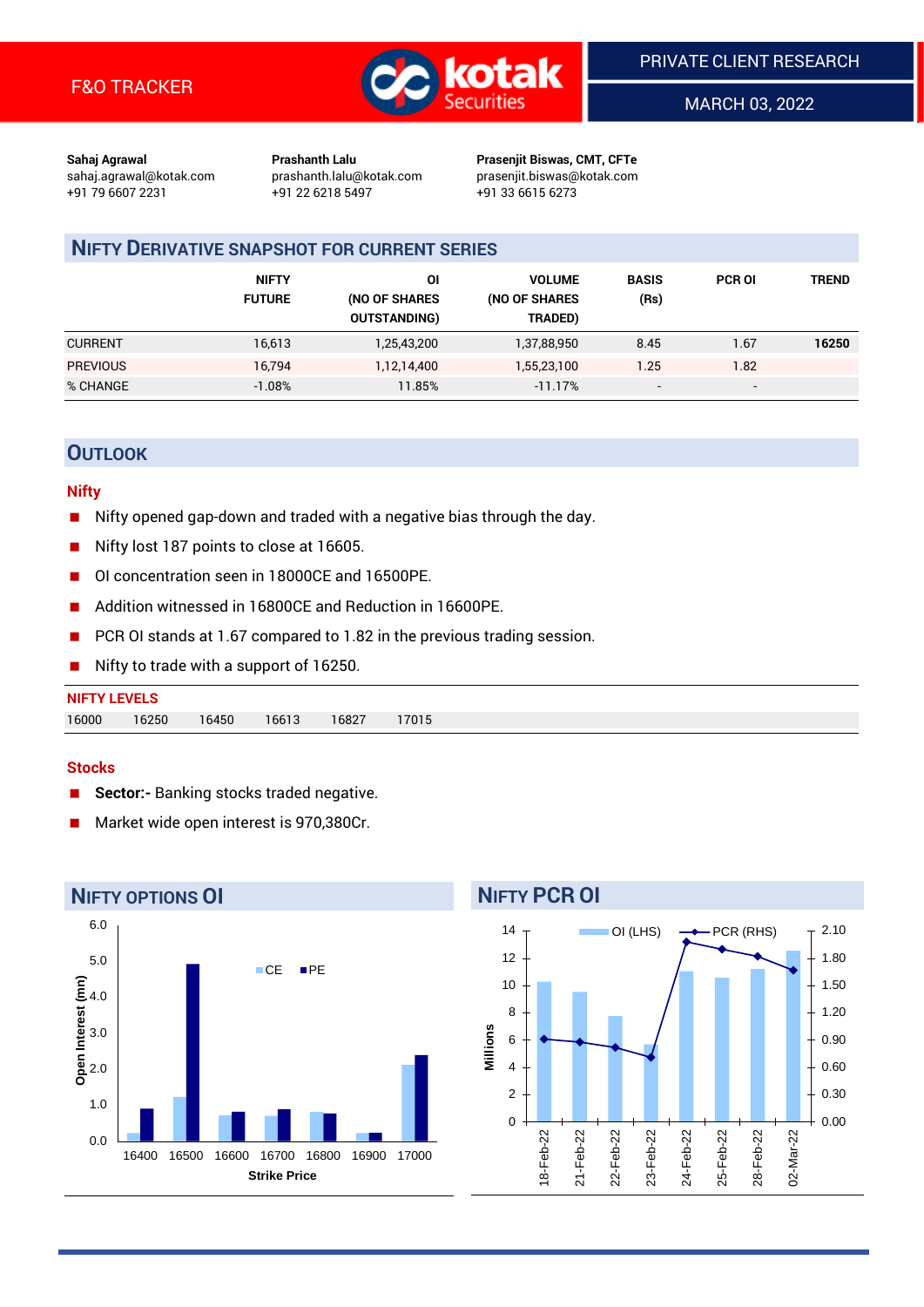F&O TRACKER

PRIVATE CLIENT RESEARCH

MARCH 03, 2022

**Sahaj Agrawal**
sahaj.agrawal@kotak.com
+91 79 6607 2231

**Prashanth Lalu**
prashanth.lalu@kotak.com
+91 22 6218 5497

**Prasenjit Biswas, CMT, CFTe**
prasenjit.biswas@kotak.com
+91 33 6615 6273

## NIFTY DERIVATIVE SNAPSHOT FOR CURRENT SERIES

| | NIFTY FUTURE | OI (NO OF SHARES OUTSTANDING) | VOLUME (NO OF SHARES TRADED) | BASIS (Rs) | PCR OI | TREND |
|---|---|---|---|---|---|---|
| CURRENT | 16,613 | 1,25,43,200 | 1,37,88,950 | 8.45 | 1.67 | **16250** |
| PREVIOUS | 16,794 | 1,12,14,400 | 1,55,23,100 | 1.25 | 1.82 | |
| % CHANGE | -1.08% | 11.85% | -11.17% | - | - | |

## OUTLOOK

### Nifty

- Nifty opened gap-down and traded with a negative bias through the day.
- Nifty lost 187 points to close at 16605.
- OI concentration seen in 18000CE and 16500PE.
- Addition witnessed in 16800CE and Reduction in 16600PE.
- PCR OI stands at 1.67 compared to 1.82 in the previous trading session.
- Nifty to trade with a support of 16250.

**NIFTY LEVELS**

| 16000 | 16250 | 16450 | 16613 | 16827 | 17015 |
|---|---|---|---|---|---|

### Stocks

- **Sector:-** Banking stocks traded negative.
- Market wide open interest is 970,380Cr.

## NIFTY OPTIONS OI

| Strike Price | CE (mn) | PE (mn) |
|---|---|---|
| 16400 | 0.2 | 0.9 |
| 16500 | 1.2 | 4.9 |
| 16600 | 0.7 | 0.8 |
| 16700 | 0.7 | 0.9 |
| 16800 | 0.8 | 0.8 |
| 16900 | 0.2 | 0.2 |
| 17000 | 2.1 | 2.4 |

## NIFTY PCR OI

| Date | OI (LHS, Millions) | PCR (RHS) |
|---|---|---|
| 18-Feb-22 | 10.3 | 0.91 |
| 21-Feb-22 | 9.5 | 0.88 |
| 22-Feb-22 | 7.7 | 0.82 |
| 23-Feb-22 | 5.6 | 0.71 |
| 24-Feb-22 | 11.0 | 1.98 |
| 25-Feb-22 | 10.5 | 1.90 |
| 28-Feb-22 | 11.2 | 1.82 |
| 02-Mar-22 | 12.5 | 1.67 |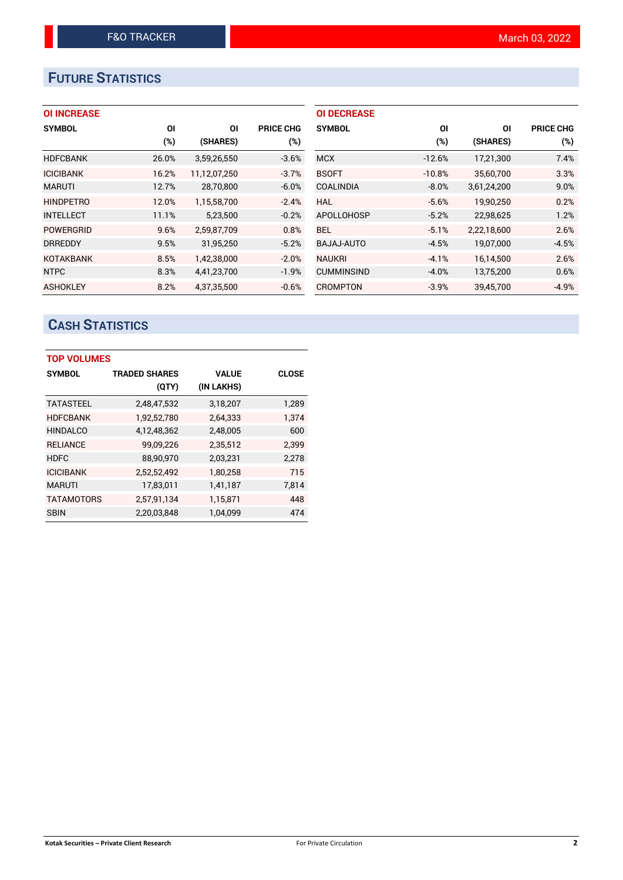# FUTURE STATISTICS

### OI INCREASE

| SYMBOL | OI (%) | OI (SHARES) | PRICE CHG (%) |
|---|---|---|---|
| HDFCBANK | 26.0% | 3,59,26,550 | -3.6% |
| ICICIBANK | 16.2% | 11,12,07,250 | -3.7% |
| MARUTI | 12.7% | 28,70,800 | -6.0% |
| HINDPETRO | 12.0% | 1,15,58,700 | -2.4% |
| INTELLECT | 11.1% | 5,23,500 | -0.2% |
| POWERGRID | 9.6% | 2,59,87,709 | 0.8% |
| DRREDDY | 9.5% | 31,95,250 | -5.2% |
| KOTAKBANK | 8.5% | 1,42,38,000 | -2.0% |
| NTPC | 8.3% | 4,41,23,700 | -1.9% |
| ASHOKLEY | 8.2% | 4,37,35,500 | -0.6% |

### OI DECREASE

| SYMBOL | OI (%) | OI (SHARES) | PRICE CHG (%) |
|---|---|---|---|
| MCX | -12.6% | 17,21,300 | 7.4% |
| BSOFT | -10.8% | 35,60,700 | 3.3% |
| COALINDIA | -8.0% | 3,61,24,200 | 9.0% |
| HAL | -5.6% | 19,90,250 | 0.2% |
| APOLLOHOSP | -5.2% | 22,98,625 | 1.2% |
| BEL | -5.1% | 2,22,18,600 | 2.6% |
| BAJAJ-AUTO | -4.5% | 19,07,000 | -4.5% |
| NAUKRI | -4.1% | 16,14,500 | 2.6% |
| CUMMINSIND | -4.0% | 13,75,200 | 0.6% |
| CROMPTON | -3.9% | 39,45,700 | -4.9% |

# CASH STATISTICS

### TOP VOLUMES

| SYMBOL | TRADED SHARES (QTY) | VALUE (IN LAKHS) | CLOSE |
|---|---|---|---|
| TATASTEEL | 2,48,47,532 | 3,18,207 | 1,289 |
| HDFCBANK | 1,92,52,780 | 2,64,333 | 1,374 |
| HINDALCO | 4,12,48,362 | 2,48,005 | 600 |
| RELIANCE | 99,09,226 | 2,35,512 | 2,399 |
| HDFC | 88,90,970 | 2,03,231 | 2,278 |
| ICICIBANK | 2,52,52,492 | 1,80,258 | 715 |
| MARUTI | 17,83,011 | 1,41,187 | 7,814 |
| TATAMOTORS | 2,57,91,134 | 1,15,871 | 448 |
| SBIN | 2,20,03,848 | 1,04,099 | 474 |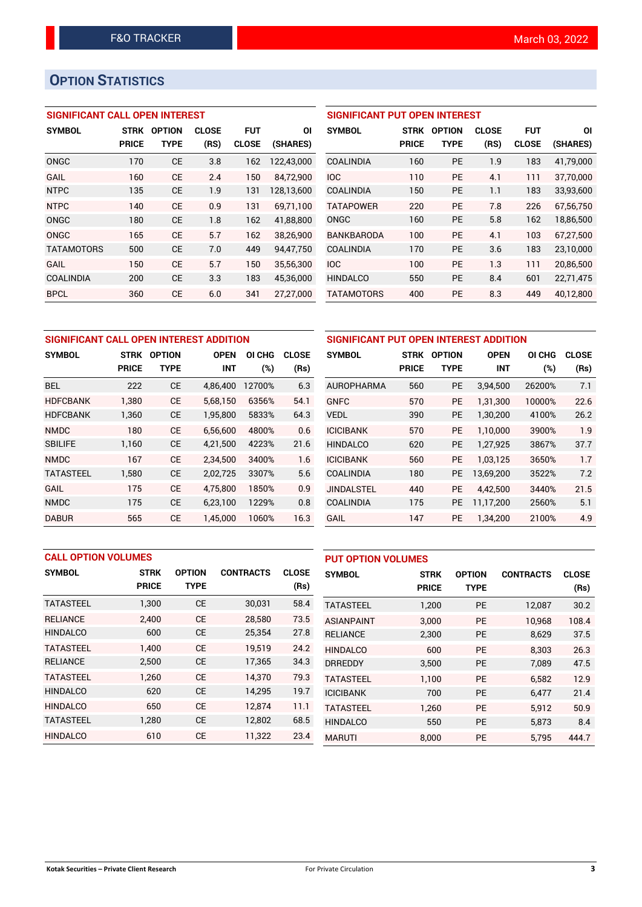## OPTION STATISTICS

### SIGNIFICANT CALL OPEN INTEREST

| SYMBOL | STRK PRICE | OPTION TYPE | CLOSE (RS) | FUT CLOSE | OI (SHARES) |
|---|---|---|---|---|---|
| ONGC | 170 | CE | 3.8 | 162 | 122,43,000 |
| GAIL | 160 | CE | 2.4 | 150 | 84,72,900 |
| NTPC | 135 | CE | 1.9 | 131 | 128,13,600 |
| NTPC | 140 | CE | 0.9 | 131 | 69,71,100 |
| ONGC | 180 | CE | 1.8 | 162 | 41,88,800 |
| ONGC | 165 | CE | 5.7 | 162 | 38,26,900 |
| TATAMOTORS | 500 | CE | 7.0 | 449 | 94,47,750 |
| GAIL | 150 | CE | 5.7 | 150 | 35,56,300 |
| COALINDIA | 200 | CE | 3.3 | 183 | 45,36,000 |
| BPCL | 360 | CE | 6.0 | 341 | 27,27,000 |

### SIGNIFICANT PUT OPEN INTEREST

| SYMBOL | STRK PRICE | OPTION TYPE | CLOSE (RS) | FUT CLOSE | OI (SHARES) |
|---|---|---|---|---|---|
| COALINDIA | 160 | PE | 1.9 | 183 | 41,79,000 |
| IOC | 110 | PE | 4.1 | 111 | 37,70,000 |
| COALINDIA | 150 | PE | 1.1 | 183 | 33,93,600 |
| TATAPOWER | 220 | PE | 7.8 | 226 | 67,56,750 |
| ONGC | 160 | PE | 5.8 | 162 | 18,86,500 |
| BANKBARODA | 100 | PE | 4.1 | 103 | 67,27,500 |
| COALINDIA | 170 | PE | 3.6 | 183 | 23,10,000 |
| IOC | 100 | PE | 1.3 | 111 | 20,86,500 |
| HINDALCO | 550 | PE | 8.4 | 601 | 22,71,475 |
| TATAMOTORS | 400 | PE | 8.3 | 449 | 40,12,800 |

### SIGNIFICANT CALL OPEN INTEREST ADDITION

| SYMBOL | STRK PRICE | OPTION TYPE | OPEN INT | OI CHG (%) | CLOSE (Rs) |
|---|---|---|---|---|---|
| BEL | 222 | CE | 4,86,400 | 12700% | 6.3 |
| HDFCBANK | 1,380 | CE | 5,68,150 | 6356% | 54.1 |
| HDFCBANK | 1,360 | CE | 1,95,800 | 5833% | 64.3 |
| NMDC | 180 | CE | 6,56,600 | 4800% | 0.6 |
| SBILIFE | 1,160 | CE | 4,21,500 | 4223% | 21.6 |
| NMDC | 167 | CE | 2,34,500 | 3400% | 1.6 |
| TATASTEEL | 1,580 | CE | 2,02,725 | 3307% | 5.6 |
| GAIL | 175 | CE | 4,75,800 | 1850% | 0.9 |
| NMDC | 175 | CE | 6,23,100 | 1229% | 0.8 |
| DABUR | 565 | CE | 1,45,000 | 1060% | 16.3 |

### SIGNIFICANT PUT OPEN INTEREST ADDITION

| SYMBOL | STRK PRICE | OPTION TYPE | OPEN INT | OI CHG (%) | CLOSE (Rs) |
|---|---|---|---|---|---|
| AUROPHARMA | 560 | PE | 3,94,500 | 26200% | 7.1 |
| GNFC | 570 | PE | 1,31,300 | 10000% | 22.6 |
| VEDL | 390 | PE | 1,30,200 | 4100% | 26.2 |
| ICICIBANK | 570 | PE | 1,10,000 | 3900% | 1.9 |
| HINDALCO | 620 | PE | 1,27,925 | 3867% | 37.7 |
| ICICIBANK | 560 | PE | 1,03,125 | 3650% | 1.7 |
| COALINDIA | 180 | PE | 13,69,200 | 3522% | 7.2 |
| JINDALSTEL | 440 | PE | 4,42,500 | 3440% | 21.5 |
| COALINDIA | 175 | PE | 11,17,200 | 2560% | 5.1 |
| GAIL | 147 | PE | 1,34,200 | 2100% | 4.9 |

### CALL OPTION VOLUMES

| SYMBOL | STRK PRICE | OPTION TYPE | CONTRACTS | CLOSE (Rs) |
|---|---|---|---|---|
| TATASTEEL | 1,300 | CE | 30,031 | 58.4 |
| RELIANCE | 2,400 | CE | 28,580 | 73.5 |
| HINDALCO | 600 | CE | 25,354 | 27.8 |
| TATASTEEL | 1,400 | CE | 19,519 | 24.2 |
| RELIANCE | 2,500 | CE | 17,365 | 34.3 |
| TATASTEEL | 1,260 | CE | 14,370 | 79.3 |
| HINDALCO | 620 | CE | 14,295 | 19.7 |
| HINDALCO | 650 | CE | 12,874 | 11.1 |
| TATASTEEL | 1,280 | CE | 12,802 | 68.5 |
| HINDALCO | 610 | CE | 11,322 | 23.4 |

### PUT OPTION VOLUMES

| SYMBOL | STRK PRICE | OPTION TYPE | CONTRACTS | CLOSE (Rs) |
|---|---|---|---|---|
| TATASTEEL | 1,200 | PE | 12,087 | 30.2 |
| ASIANPAINT | 3,000 | PE | 10,968 | 108.4 |
| RELIANCE | 2,300 | PE | 8,629 | 37.5 |
| HINDALCO | 600 | PE | 8,303 | 26.3 |
| DRREDDY | 3,500 | PE | 7,089 | 47.5 |
| TATASTEEL | 1,100 | PE | 6,582 | 12.9 |
| ICICIBANK | 700 | PE | 6,477 | 21.4 |
| TATASTEEL | 1,260 | PE | 5,912 | 50.9 |
| HINDALCO | 550 | PE | 5,873 | 8.4 |
| MARUTI | 8,000 | PE | 5,795 | 444.7 |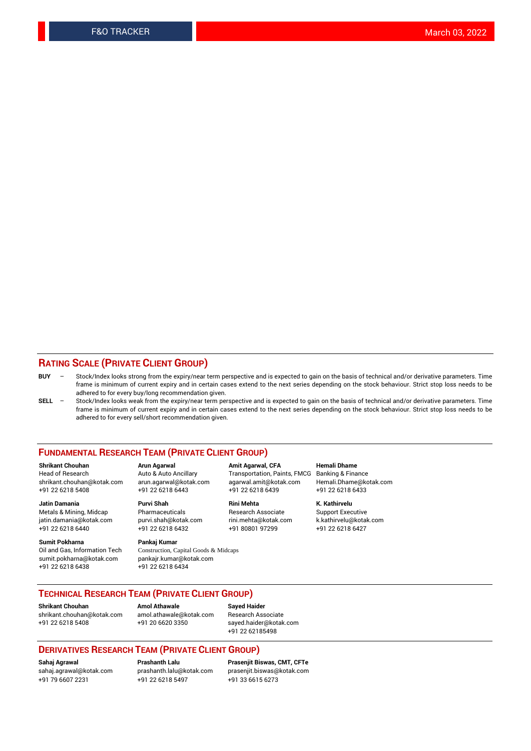## RATING SCALE (PRIVATE CLIENT GROUP)

**BUY** – Stock/Index looks strong from the expiry/near term perspective and is expected to gain on the basis of technical and/or derivative parameters. Time frame is minimum of current expiry and in certain cases extend to the next series depending on the stock behaviour. Strict stop loss needs to be adhered to for every buy/long recommendation given.

**SELL** – Stock/Index looks weak from the expiry/near term perspective and is expected to gain on the basis of technical and/or derivative parameters. Time frame is minimum of current expiry and in certain cases extend to the next series depending on the stock behaviour. Strict stop loss needs to be adhered to for every sell/short recommendation given.

## FUNDAMENTAL RESEARCH TEAM (PRIVATE CLIENT GROUP)

**Shrikant Chouhan**
Head of Research
shrikant.chouhan@kotak.com
+91 22 6218 5408

**Arun Agarwal**
Auto & Auto Ancillary
arun.agarwal@kotak.com
+91 22 6218 6443

**Amit Agarwal, CFA**
Transportation, Paints, FMCG
agarwal.amit@kotak.com
+91 22 6218 6439

**Hemali Dhame**
Banking & Finance
Hemali.Dhame@kotak.com
+91 22 6218 6433

**Jatin Damania**
Metals & Mining, Midcap
jatin.damania@kotak.com
+91 22 6218 6440

**Purvi Shah**
Pharmaceuticals
purvi.shah@kotak.com
+91 22 6218 6432

**Rini Mehta**
Research Associate
rini.mehta@kotak.com
+91 80801 97299

**K. Kathirvelu**
Support Executive
k.kathirvelu@kotak.com
+91 22 6218 6427

**Sumit Pokharna**
Oil and Gas, Information Tech
sumit.pokharna@kotak.com
+91 22 6218 6438

**Pankaj Kumar**
Construction, Capital Goods & Midcaps
pankajr.kumar@kotak.com
+91 22 6218 6434

## TECHNICAL RESEARCH TEAM (PRIVATE CLIENT GROUP)

**Shrikant Chouhan**
shrikant.chouhan@kotak.com
+91 22 6218 5408

**Amol Athawale**
amol.athawale@kotak.com
+91 20 6620 3350

**Sayed Haider**
Research Associate
sayed.haider@kotak.com
+91 22 62185498

## DERIVATIVES RESEARCH TEAM (PRIVATE CLIENT GROUP)

**Sahaj Agrawal**
sahaj.agrawal@kotak.com
+91 79 6607 2231

**Prashanth Lalu**
prashanth.lalu@kotak.com
+91 22 6218 5497

**Prasenjit Biswas, CMT, CFTe**
prasenjit.biswas@kotak.com
+91 33 6615 6273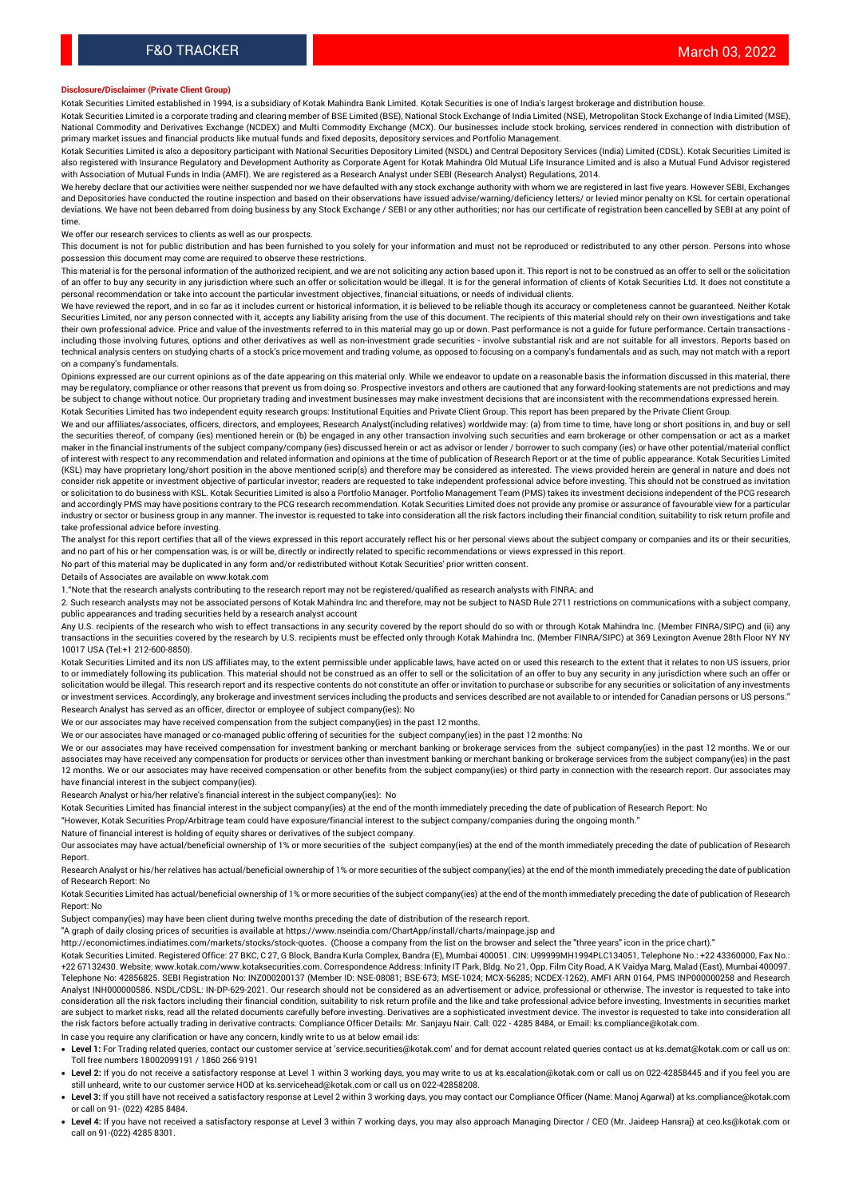#### Disclosure/Disclaimer (Private Client Group)

Kotak Securities Limited established in 1994, is a subsidiary of Kotak Mahindra Bank Limited. Kotak Securities is one of India's largest brokerage and distribution house.

Kotak Securities Limited is a corporate trading and clearing member of BSE Limited (BSE), National Stock Exchange of India Limited (NSE), Metropolitan Stock Exchange of India Limited (MSE), National Commodity and Derivatives Exchange (NCDEX) and Multi Commodity Exchange (MCX). Our businesses include stock broking, services rendered in connection with distribution of primary market issues and financial products like mutual funds and fixed deposits, depository services and Portfolio Management.

Kotak Securities Limited is also a depository participant with National Securities Depository Limited (NSDL) and Central Depository Services (India) Limited (CDSL). Kotak Securities Limited is also registered with Insurance Regulatory and Development Authority as Corporate Agent for Kotak Mahindra Old Mutual Life Insurance Limited and is also a Mutual Fund Advisor registered with Association of Mutual Funds in India (AMFI). We are registered as a Research Analyst under SEBI (Research Analyst) Regulations, 2014.

We hereby declare that our activities were neither suspended nor we have defaulted with any stock exchange authority with whom we are registered in last five years. However SEBI, Exchanges and Depositories have conducted the routine inspection and based on their observations have issued advise/warning/deficiency letters/ or levied minor penalty on KSL for certain operational deviations. We have not been debarred from doing business by any Stock Exchange / SEBI or any other authorities; nor has our certificate of registration been cancelled by SEBI at any point of time.

We offer our research services to clients as well as our prospects.

This document is not for public distribution and has been furnished to you solely for your information and must not be reproduced or redistributed to any other person. Persons into whose possession this document may come are required to observe these restrictions.

This material is for the personal information of the authorized recipient, and we are not soliciting any action based upon it. This report is not to be construed as an offer to sell or the solicitation of an offer to buy any security in any jurisdiction where such an offer or solicitation would be illegal. It is for the general information of clients of Kotak Securities Ltd. It does not constitute a personal recommendation or take into account the particular investment objectives, financial situations, or needs of individual clients.

We have reviewed the report, and in so far as it includes current or historical information, it is believed to be reliable though its accuracy or completeness cannot be guaranteed. Neither Kotak Securities Limited, nor any person connected with it, accepts any liability arising from the use of this document. The recipients of this material should rely on their own investigations and take their own professional advice. Price and value of the investments referred to in this material may go up or down. Past performance is not a guide for future performance. Certain transactions - including those involving futures, options and other derivatives as well as non-investment grade securities - involve substantial risk and are not suitable for all investors. Reports based on technical analysis centers on studying charts of a stock's price movement and trading volume, as opposed to focusing on a company's fundamentals and as such, may not match with a report on a company's fundamentals.

Opinions expressed are our current opinions as of the date appearing on this material only. While we endeavor to update on a reasonable basis the information discussed in this material, there may be regulatory, compliance or other reasons that prevent us from doing so. Prospective investors and others are cautioned that any forward-looking statements are not predictions and may be subject to change without notice. Our proprietary trading and investment businesses may make investment decisions that are inconsistent with the recommendations expressed herein.

Kotak Securities Limited has two independent equity research groups: Institutional Equities and Private Client Group. This report has been prepared by the Private Client Group.

We and our affiliates/associates, officers, directors, and employees, Research Analyst(including relatives) worldwide may: (a) from time to time, have long or short positions in, and buy or sell the securities thereof, of company (ies) mentioned herein or (b) be engaged in any other transaction involving such securities and earn brokerage or other compensation or act as a market maker in the financial instruments of the subject company/company (ies) discussed herein or act as advisor or lender / borrower to such company (ies) or have other potential/material conflict of interest with respect to any recommendation and related information and opinions at the time of publication of Research Report or at the time of public appearance. Kotak Securities Limited (KSL) may have proprietary long/short position in the above mentioned scrip(s) and therefore may be considered as interested. The views provided herein are general in nature and does not consider risk appetite or investment objective of particular investor; readers are requested to take independent professional advice before investing. This should not be construed as invitation or solicitation to do business with KSL. Kotak Securities Limited is also a Portfolio Manager. Portfolio Management Team (PMS) takes its investment decisions independent of the PCG research and accordingly PMS may have positions contrary to the PCG research recommendation. Kotak Securities Limited does not provide any promise or assurance of favourable view for a particular industry or sector or business group in any manner. The investor is requested to take into consideration all the risk factors including their financial condition, suitability to risk return profile and take professional advice before investing.

The analyst for this report certifies that all of the views expressed in this report accurately reflect his or her personal views about the subject company or companies and its or their securities, and no part of his or her compensation was, is or will be, directly or indirectly related to specific recommendations or views expressed in this report.

No part of this material may be duplicated in any form and/or redistributed without Kotak Securities' prior written consent.

Details of Associates are available on www.kotak.com

1."Note that the research analysts contributing to the research report may not be registered/qualified as research analysts with FINRA; and

2. Such research analysts may not be associated persons of Kotak Mahindra Inc and therefore, may not be subject to NASD Rule 2711 restrictions on communications with a subject company, public appearances and trading securities held by a research analyst account

Any U.S. recipients of the research who wish to effect transactions in any security covered by the report should do so with or through Kotak Mahindra Inc. (Member FINRA/SIPC) and (ii) any transactions in the securities covered by the research by U.S. recipients must be effected only through Kotak Mahindra Inc. (Member FINRA/SIPC) at 369 Lexington Avenue 28th Floor NY NY 10017 USA (Tel:+1 212-600-8850).

Kotak Securities Limited and its non US affiliates may, to the extent permissible under applicable laws, have acted on or used this research to the extent that it relates to non US issuers, prior to or immediately following its publication. This material should not be construed as an offer to sell or the solicitation of an offer to buy any security in any jurisdiction where such an offer or solicitation would be illegal. This research report and its respective contents do not constitute an offer or invitation to purchase or subscribe for any securities or solicitation of any investments or investment services. Accordingly, any brokerage and investment services including the products and services described are not available to or intended for Canadian persons or US persons."

Research Analyst has served as an officer, director or employee of subject company(ies): No

We or our associates may have received compensation from the subject company(ies) in the past 12 months.

We or our associates have managed or co-managed public offering of securities for the subject company(ies) in the past 12 months: No

We or our associates may have received compensation for investment banking or merchant banking or brokerage services from the subject company(ies) in the past 12 months. We or our associates may have received any compensation for products or services other than investment banking or merchant banking or brokerage services from the subject company(ies) in the past 12 months. We or our associates may have received compensation or other benefits from the subject company(ies) or third party in connection with the research report. Our associates may have financial interest in the subject company(ies).

Research Analyst or his/her relative's financial interest in the subject company(ies): No

Kotak Securities Limited has financial interest in the subject company(ies) at the end of the month immediately preceding the date of publication of Research Report: No

"However, Kotak Securities Prop/Arbitrage team could have exposure/financial interest to the subject company/companies during the ongoing month."

Nature of financial interest is holding of equity shares or derivatives of the subject company.

Our associates may have actual/beneficial ownership of 1% or more securities of the subject company(ies) at the end of the month immediately preceding the date of publication of Research Report.

Research Analyst or his/her relatives has actual/beneficial ownership of 1% or more securities of the subject company(ies) at the end of the month immediately preceding the date of publication of Research Report: No

Kotak Securities Limited has actual/beneficial ownership of 1% or more securities of the subject company(ies) at the end of the month immediately preceding the date of publication of Research Report: No

Subject company(ies) may have been client during twelve months preceding the date of distribution of the research report.

"A graph of daily closing prices of securities is available at https://www.nseindia.com/ChartApp/install/charts/mainpage.jsp and

http://economictimes.indiatimes.com/markets/stocks/stock-quotes. (Choose a company from the list on the browser and select the "three years" icon in the price chart)."

Kotak Securities Limited. Registered Office: 27 BKC, C 27, G Block, Bandra Kurla Complex, Bandra (E), Mumbai 400051. CIN: U99999MH1994PLC134051, Telephone No.: +22 43360000, Fax No.: +22 67132430. Website: www.kotak.com/www.kotaksecurities.com. Correspondence Address: Infinity IT Park, Bldg. No 21, Opp. Film City Road, A K Vaidya Marg, Malad (East), Mumbai 400097. Telephone No: 42856825. SEBI Registration No: INZ000200137 (Member ID: NSE-08081; BSE-673; MSE-1024; MCX-56285; NCDEX-1262), AMFI ARN 0164, PMS INP000000258 and Research Analyst INH000000586. NSDL/CDSL: IN-DP-629-2021. Our research should not be considered as an advertisement or advice, professional or otherwise. The investor is requested to take into consideration all the risk factors including their financial condition, suitability to risk return profile and the like and take professional advice before investing. Investments in securities market are subject to market risks, read all the related documents carefully before investing. Derivatives are a sophisticated investment device. The investor is requested to take into consideration all the risk factors before actually trading in derivative contracts. Compliance Officer Details: Mr. Sanjayu Nair. Call: 022 - 4285 8484, or Email: ks.compliance@kotak.com.

In case you require any clarification or have any concern, kindly write to us at below email ids:

- **Level 1:** For Trading related queries, contact our customer service at 'service.securities@kotak.com' and for demat account related queries contact us at ks.demat@kotak.com or call us on: Toll free numbers 18002099191 / 1860 266 9191
- **Level 2:** If you do not receive a satisfactory response at Level 1 within 3 working days, you may write to us at ks.escalation@kotak.com or call us on 022-42858445 and if you feel you are still unheard, write to our customer service HOD at ks.servicehead@kotak.com or call us on 022-42858208.
- **Level 3:** If you still have not received a satisfactory response at Level 2 within 3 working days, you may contact our Compliance Officer (Name: Manoj Agarwal) at ks.compliance@kotak.com or call on 91- (022) 4285 8484.
- **Level 4:** If you have not received a satisfactory response at Level 3 within 7 working days, you may also approach Managing Director / CEO (Mr. Jaideep Hansraj) at ceo.ks@kotak.com or call on 91-(022) 4285 8301.